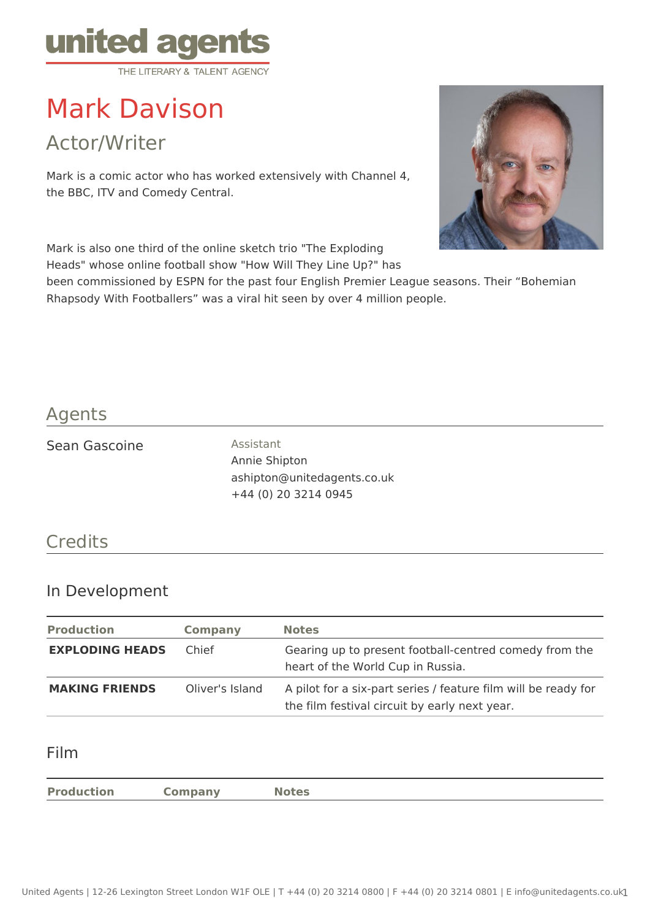united agents

THE LITERARY & TALENT AGENCY

# Mark Davison

## Actor/Writer

Mark is a comic actor who has worked extensively with Channel 4, the BBC, ITV and Comedy Central.

Mark is also one third of the online sketch trio "The Exploding Heads" whose online football show "How Will They Line Up?" has been commissioned by ESPN for the past four English Premier League seasons. Their “Bohemian Rhapsody With Footballers” was a viral hit seen by over 4 million people.

## Agents

Sean Gascoine

Assistant
Annie Shipton
ashipton@unitedagents.co.uk
+44 (0) 20 3214 0945

## Credits

### In Development

| Production | Company | Notes |
| --- | --- | --- |
| **EXPLODING HEADS** | Chief | Gearing up to present football-centred comedy from the heart of the World Cup in Russia. |
| **MAKING FRIENDS** | Oliver's Island | A pilot for a six-part series / feature film will be ready for the film festival circuit by early next year. |

### Film

| Production | Company | Notes |
| --- | --- | --- |

United Agents | 12-26 Lexington Street London W1F OLE | T +44 (0) 20 3214 0800 | F +44 (0) 20 3214 0801 | E info@unitedagents.co.uk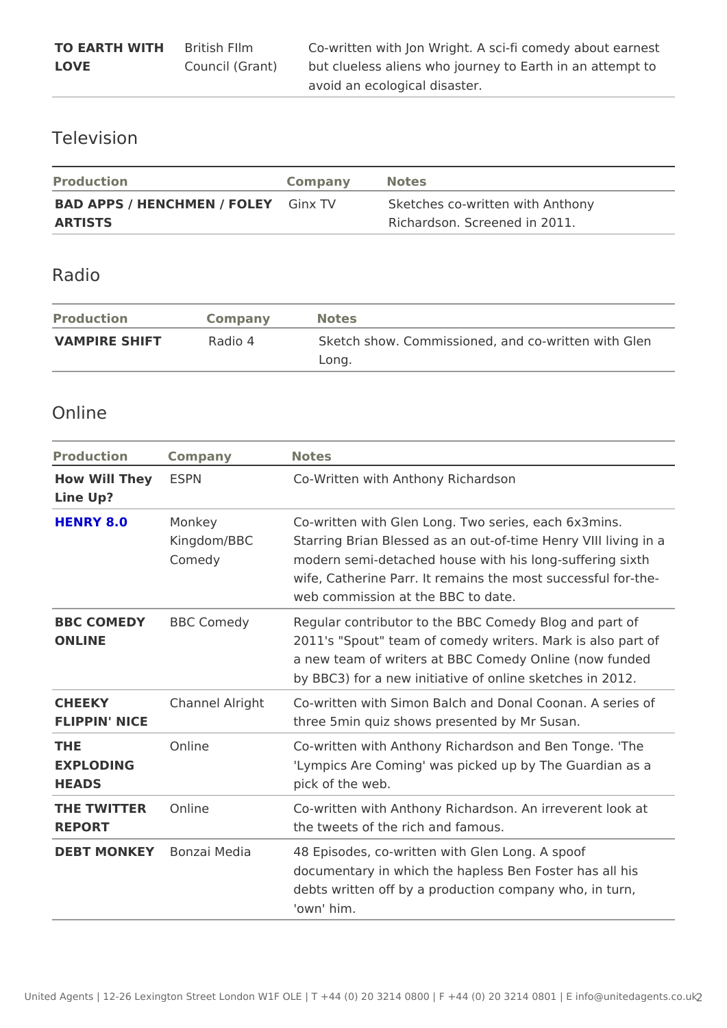| | | |
|---|---|---|
| **TO EARTH WITH LOVE** | British FIlm Council (Grant) | Co-written with Jon Wright. A sci-fi comedy about earnest but clueless aliens who journey to Earth in an attempt to avoid an ecological disaster. |

## Television

| Production | Company | Notes |
|---|---|---|
| **BAD APPS / HENCHMEN / FOLEY ARTISTS** | Ginx TV | Sketches co-written with Anthony Richardson. Screened in 2011. |

## Radio

| Production | Company | Notes |
|---|---|---|
| **VAMPIRE SHIFT** | Radio 4 | Sketch show. Commissioned, and co-written with Glen Long. |

## Online

| Production | Company | Notes |
|---|---|---|
| **How Will They Line Up?** | ESPN | Co-Written with Anthony Richardson |
| **HENRY 8.0** | Monkey Kingdom/BBC Comedy | Co-written with Glen Long. Two series, each 6x3mins. Starring Brian Blessed as an out-of-time Henry VIII living in a modern semi-detached house with his long-suffering sixth wife, Catherine Parr. It remains the most successful for-the-web commission at the BBC to date. |
| **BBC COMEDY ONLINE** | BBC Comedy | Regular contributor to the BBC Comedy Blog and part of 2011's "Spout" team of comedy writers. Mark is also part of a new team of writers at BBC Comedy Online (now funded by BBC3) for a new initiative of online sketches in 2012. |
| **CHEEKY FLIPPIN' NICE** | Channel Alright | Co-written with Simon Balch and Donal Coonan. A series of three 5min quiz shows presented by Mr Susan. |
| **THE EXPLODING HEADS** | Online | Co-written with Anthony Richardson and Ben Tonge. 'The 'Lympics Are Coming' was picked up by The Guardian as a pick of the web. |
| **THE TWITTER REPORT** | Online | Co-written with Anthony Richardson. An irreverent look at the tweets of the rich and famous. |
| **DEBT MONKEY** | Bonzai Media | 48 Episodes, co-written with Glen Long. A spoof documentary in which the hapless Ben Foster has all his debts written off by a production company who, in turn, 'own' him. |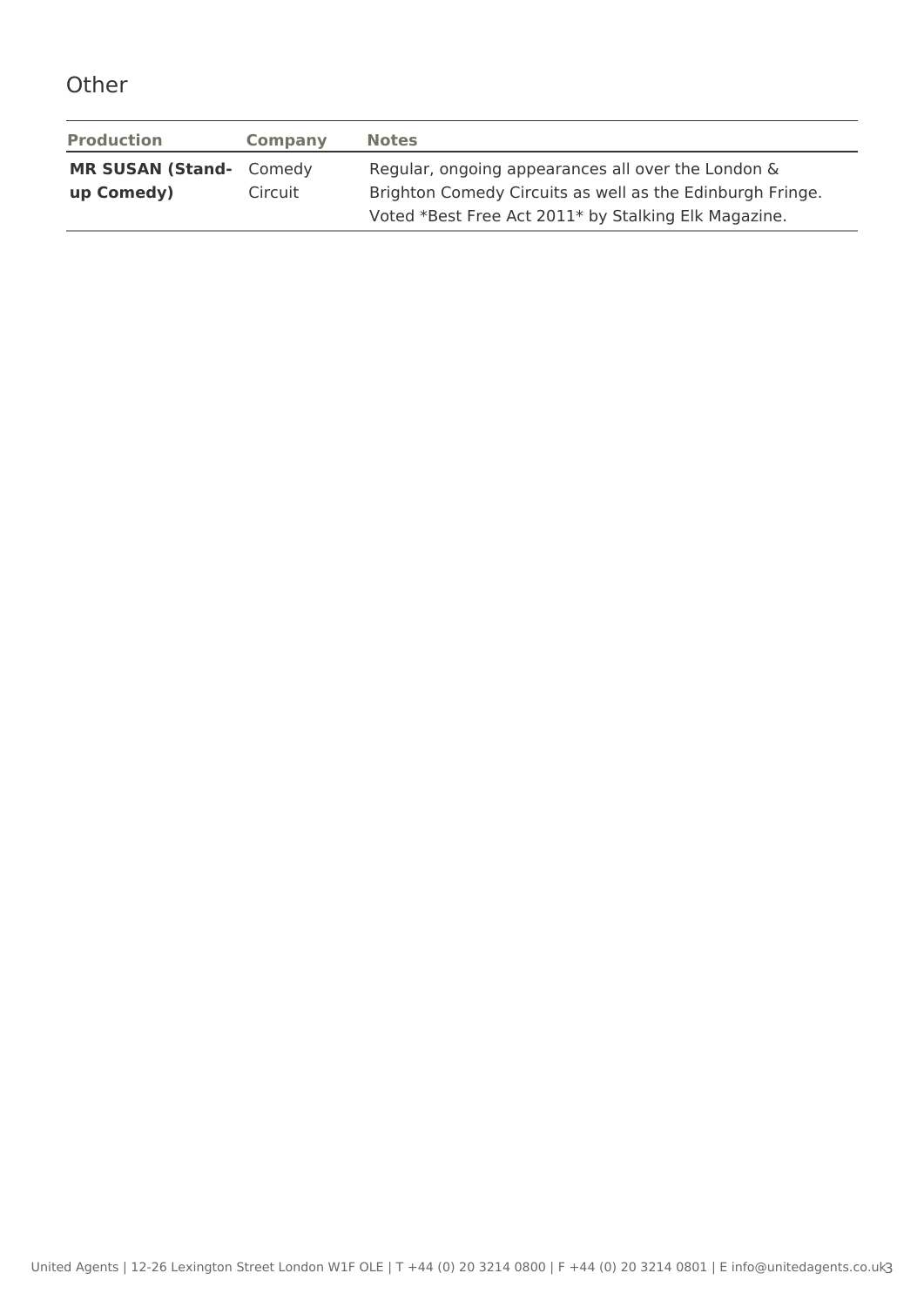## Other

| Production | Company | Notes |
|---|---|---|
| **MR SUSAN (Stand-up Comedy)** | Comedy Circuit | Regular, ongoing appearances all over the London & Brighton Comedy Circuits as well as the Edinburgh Fringe. Voted *Best Free Act 2011* by Stalking Elk Magazine. |